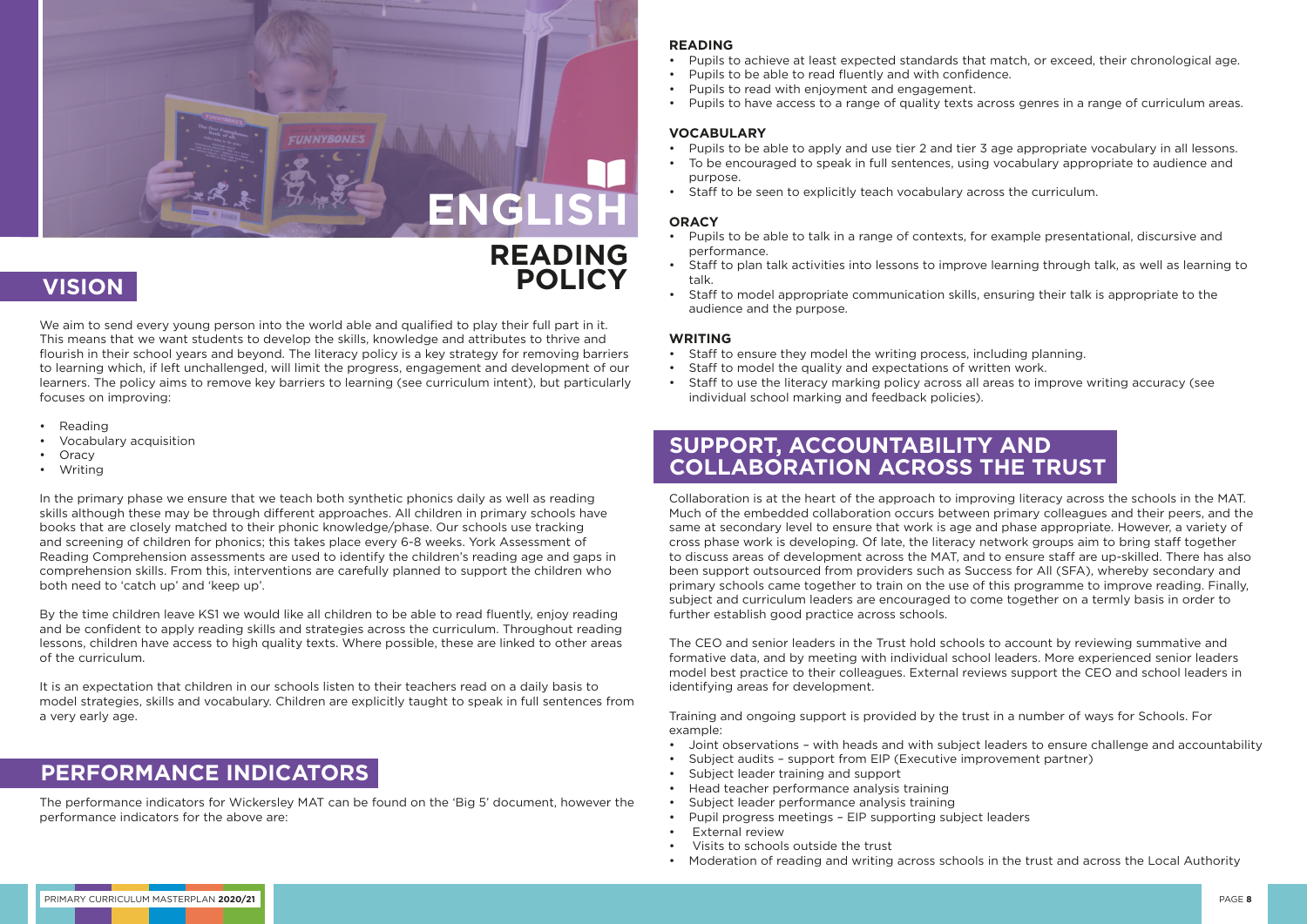# ENGLISH

## READING POLICY

## VISION

We aim to send every young person into the world able and qualified to play their full part in it. This means that we want students to develop the skills, knowledge and attributes to thrive and flourish in their school years and beyond. The literacy policy is a key strategy for removing barriers to learning which, if left unchallenged, will limit the progress, engagement and development of our learners. The policy aims to remove key barriers to learning (see curriculum intent), but particularly focuses on improving:

- Reading
- Vocabulary acquisition
- Oracy
- Writing

In the primary phase we ensure that we teach both synthetic phonics daily as well as reading skills although these may be through different approaches. All children in primary schools have books that are closely matched to their phonic knowledge/phase. Our schools use tracking and screening of children for phonics; this takes place every 6-8 weeks. York Assessment of Reading Comprehension assessments are used to identify the children's reading age and gaps in comprehension skills. From this, interventions are carefully planned to support the children who both need to 'catch up' and 'keep up'.

By the time children leave KS1 we would like all children to be able to read fluently, enjoy reading and be confident to apply reading skills and strategies across the curriculum. Throughout reading lessons, children have access to high quality texts. Where possible, these are linked to other areas of the curriculum.

It is an expectation that children in our schools listen to their teachers read on a daily basis to model strategies, skills and vocabulary. Children are explicitly taught to speak in full sentences from a very early age.

## PERFORMANCE INDICATORS

The performance indicators for Wickersley MAT can be found on the 'Big 5' document, however the performance indicators for the above are:

**READING**

- Pupils to achieve at least expected standards that match, or exceed, their chronological age.
- Pupils to be able to read fluently and with confidence.
- Pupils to read with enjoyment and engagement.
- Pupils to have access to a range of quality texts across genres in a range of curriculum areas.

**VOCABULARY**

- Pupils to be able to apply and use tier 2 and tier 3 age appropriate vocabulary in all lessons.
- To be encouraged to speak in full sentences, using vocabulary appropriate to audience and purpose.
- Staff to be seen to explicitly teach vocabulary across the curriculum.

**ORACY**

- Pupils to be able to talk in a range of contexts, for example presentational, discursive and performance.
- Staff to plan talk activities into lessons to improve learning through talk, as well as learning to talk.
- Staff to model appropriate communication skills, ensuring their talk is appropriate to the audience and the purpose.

**WRITING**

- Staff to ensure they model the writing process, including planning.
- Staff to model the quality and expectations of written work.
- Staff to use the literacy marking policy across all areas to improve writing accuracy (see individual school marking and feedback policies).

## SUPPORT, ACCOUNTABILITY AND COLLABORATION ACROSS THE TRUST

Collaboration is at the heart of the approach to improving literacy across the schools in the MAT. Much of the embedded collaboration occurs between primary colleagues and their peers, and the same at secondary level to ensure that work is age and phase appropriate. However, a variety of cross phase work is developing. Of late, the literacy network groups aim to bring staff together to discuss areas of development across the MAT, and to ensure staff are up-skilled. There has also been support outsourced from providers such as Success for All (SFA), whereby secondary and primary schools came together to train on the use of this programme to improve reading. Finally, subject and curriculum leaders are encouraged to come together on a termly basis in order to further establish good practice across schools.

The CEO and senior leaders in the Trust hold schools to account by reviewing summative and formative data, and by meeting with individual school leaders. More experienced senior leaders model best practice to their colleagues. External reviews support the CEO and school leaders in identifying areas for development.

Training and ongoing support is provided by the trust in a number of ways for Schools. For example:

- Joint observations – with heads and with subject leaders to ensure challenge and accountability
- Subject audits – support from EIP (Executive improvement partner)
- Subject leader training and support
- Head teacher performance analysis training
- Subject leader performance analysis training
- Pupil progress meetings – EIP supporting subject leaders
- External review
- Visits to schools outside the trust
- Moderation of reading and writing across schools in the trust and across the Local Authority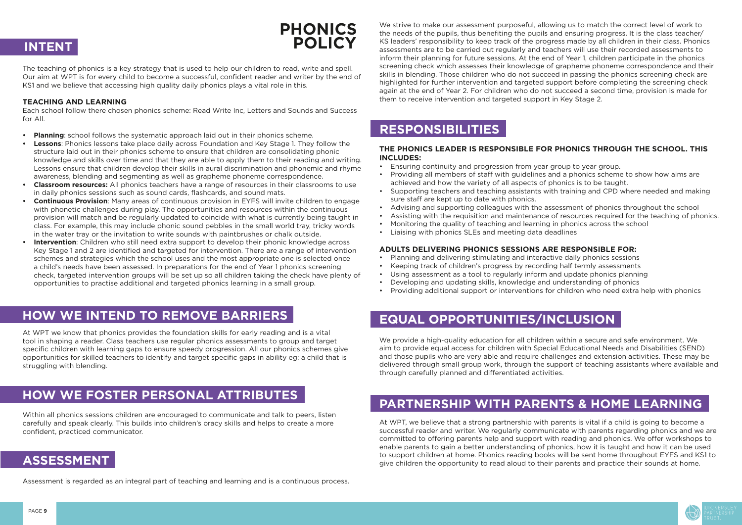# PHONICS POLICY

## INTENT

The teaching of phonics is a key strategy that is used to help our children to read, write and spell. Our aim at WPT is for every child to become a successful, confident reader and writer by the end of KS1 and we believe that accessing high quality daily phonics plays a vital role in this.

### TEACHING AND LEARNING

Each school follow there chosen phonics scheme: Read Write Inc, Letters and Sounds and Success for All.

- **Planning**: school follows the systematic approach laid out in their phonics scheme.
- **Lessons**: Phonics lessons take place daily across Foundation and Key Stage 1. They follow the structure laid out in their phonics scheme to ensure that children are consolidating phonic knowledge and skills over time and that they are able to apply them to their reading and writing. Lessons ensure that children develop their skills in aural discrimination and phonemic and rhyme awareness, blending and segmenting as well as grapheme phoneme correspondence.
- **Classroom resources:** All phonics teachers have a range of resources in their classrooms to use in daily phonics sessions such as sound cards, flashcards, and sound mats.
- **Continuous Provision**: Many areas of continuous provision in EYFS will invite children to engage with phonetic challenges during play. The opportunities and resources within the continuous provision will match and be regularly updated to coincide with what is currently being taught in class. For example, this may include phonic sound pebbles in the small world tray, tricky words in the water tray or the invitation to write sounds with paintbrushes or chalk outside.
- **Intervention**: Children who still need extra support to develop their phonic knowledge across Key Stage 1 and 2 are identified and targeted for intervention. There are a range of intervention schemes and strategies which the school uses and the most appropriate one is selected once a child's needs have been assessed. In preparations for the end of Year 1 phonics screening check, targeted intervention groups will be set up so all children taking the check have plenty of opportunities to practise additional and targeted phonics learning in a small group.

## HOW WE INTEND TO REMOVE BARRIERS

At WPT we know that phonics provides the foundation skills for early reading and is a vital tool in shaping a reader. Class teachers use regular phonics assessments to group and target specific children with learning gaps to ensure speedy progression. All our phonics schemes give opportunities for skilled teachers to identify and target specific gaps in ability eg: a child that is struggling with blending.

## HOW WE FOSTER PERSONAL ATTRIBUTES

Within all phonics sessions children are encouraged to communicate and talk to peers, listen carefully and speak clearly. This builds into children's oracy skills and helps to create a more confident, practiced communicator.

## ASSESSMENT

Assessment is regarded as an integral part of teaching and learning and is a continuous process. We strive to make our assessment purposeful, allowing us to match the correct level of work to the needs of the pupils, thus benefiting the pupils and ensuring progress. It is the class teacher/ KS leaders' responsibility to keep track of the progress made by all children in their class. Phonics assessments are to be carried out regularly and teachers will use their recorded assessments to inform their planning for future sessions. At the end of Year 1, children participate in the phonics screening check which assesses their knowledge of grapheme phoneme correspondence and their skills in blending. Those children who do not succeed in passing the phonics screening check are highlighted for further intervention and targeted support before completing the screening check again at the end of Year 2. For children who do not succeed a second time, provision is made for them to receive intervention and targeted support in Key Stage 2.

## RESPONSIBILITIES

### THE PHONICS LEADER IS RESPONSIBLE FOR PHONICS THROUGH THE SCHOOL. THIS INCLUDES:

- Ensuring continuity and progression from year group to year group.
- Providing all members of staff with guidelines and a phonics scheme to show how aims are achieved and how the variety of all aspects of phonics is to be taught.
- Supporting teachers and teaching assistants with training and CPD where needed and making sure staff are kept up to date with phonics.
- Advising and supporting colleagues with the assessment of phonics throughout the school
- Assisting with the requisition and maintenance of resources required for the teaching of phonics.
- Monitoring the quality of teaching and learning in phonics across the school
- Liaising with phonics SLEs and meeting data deadlines

### ADULTS DELIVERING PHONICS SESSIONS ARE RESPONSIBLE FOR:

- Planning and delivering stimulating and interactive daily phonics sessions
- Keeping track of children's progress by recording half termly assessments
- Using assessment as a tool to regularly inform and update phonics planning
- Developing and updating skills, knowledge and understanding of phonics
- Providing additional support or interventions for children who need extra help with phonics

## EQUAL OPPORTUNITIES/INCLUSION

We provide a high-quality education for all children within a secure and safe environment. We aim to provide equal access for children with Special Educational Needs and Disabilities (SEND) and those pupils who are very able and require challenges and extension activities. These may be delivered through small group work, through the support of teaching assistants where available and through carefully planned and differentiated activities.

## PARTNERSHIP WITH PARENTS & HOME LEARNING

At WPT, we believe that a strong partnership with parents is vital if a child is going to become a successful reader and writer. We regularly communicate with parents regarding phonics and we are committed to offering parents help and support with reading and phonics. We offer workshops to enable parents to gain a better understanding of phonics, how it is taught and how it can be used to support children at home. Phonics reading books will be sent home throughout EYFS and KS1 to give children the opportunity to read aloud to their parents and practice their sounds at home.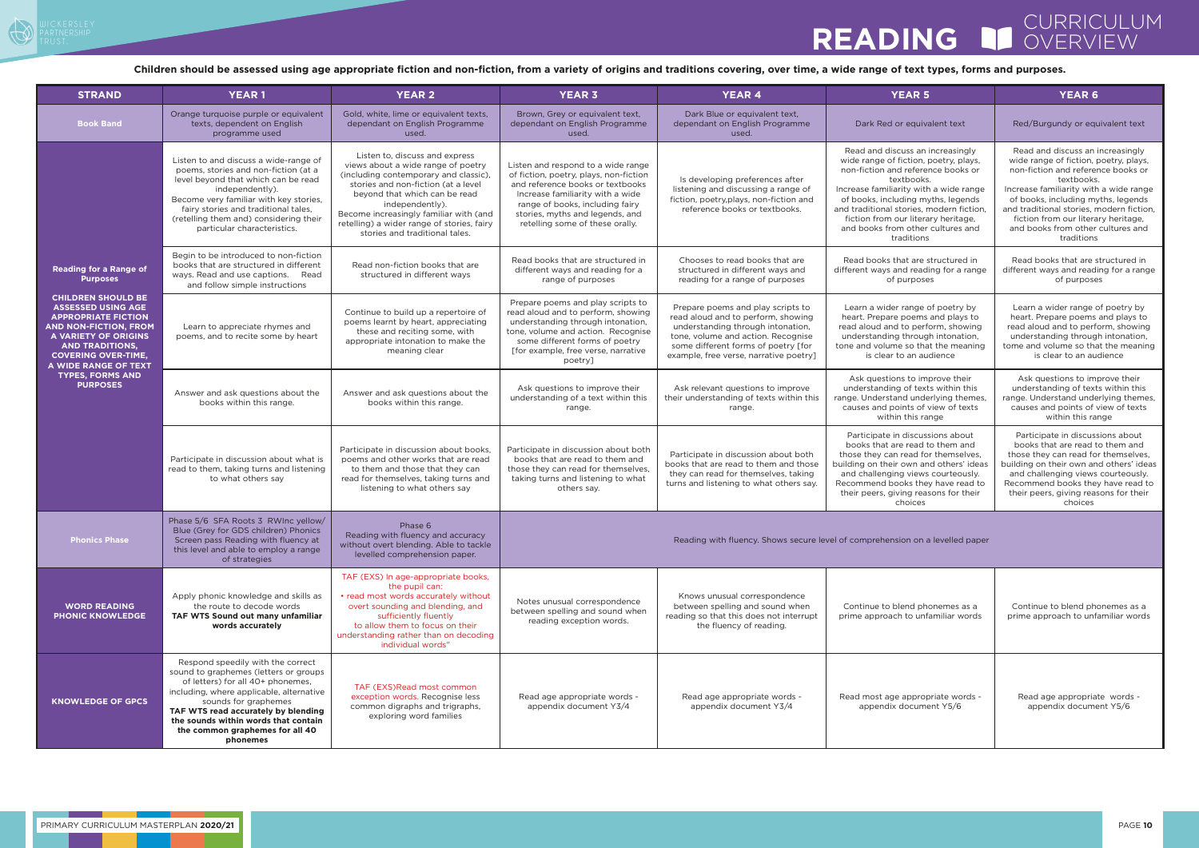# READING CURRICULUM OVERVIEW

**Children should be assessed using age appropriate fiction and non-fiction, from a variety of origins and traditions covering, over time, a wide range of text types, forms and purposes.**

| STRAND | YEAR 1 | YEAR 2 | YEAR 3 | YEAR 4 | YEAR 5 | YEAR 6 |
|---|---|---|---|---|---|---|
| **Book Band** | Orange turquoise purple or equivalent texts, dependent on English Programme used | Gold, white, lime or equivalent texts, dependant on English Programme used | Brown, Grey or equivalent text, dependant on English Programme used. | Dark Blue or equivalent text, dependant on English Programme used. | Dark Red or equivalent text | Red/Burgundy or equivalent text |
| **Reading for a Range of Purposes** **CHILDREN SHOULD BE ASSESSED USING AGE APPROPRIATE FICTION AND NON-FICTION, FROM A VARIETY OF ORIGINS AND TRADITIONS, COVERING OVER-TIME, A WIDE RANGE OF TEXT TYPES, FORMS AND PURPOSES** | Listen to and discuss a wide-range of poems, stories and non-fiction (at a level beyond that which can be read independently). Become very familiar with key stories, fairy stories and traditional tales, (retelling them and) considering their particular characteristics. | Listen to, discuss and express views about a wide range of poetry (including contemporary and classic), stories and non-fiction (at a level beyond that which can be read independently). Become increasingly familiar with (and retelling) a wider range of stories, fairy stories and traditional tales. | Listen and respond to a wide range of fiction, poetry, plays, non-fiction and reference books or textbooks Increase familiarity with a wide range of books, including fairy stories, myths and legends, and retelling some of these orally. | Is developing preferences after listening and discussing a range of fiction, poetry,plays, non-fiction and reference books or textbooks. | Read and discuss an increasingly wide range of fiction, poetry, plays, non-fiction and reference books or textbooks. Increase familiarity with a wide range of books, including myths, legends and traditional stories, modern fiction, fiction from our literary heritage, and books from other cultures and traditions | Read and discuss an increasingly wide range of fiction, poetry, plays, non-fiction and reference books or textbooks. Increase familiarity with a wide range of books, including myths, legends and traditional stories, modern fiction, fiction from our literary heritage, and books from other cultures and traditions |
| | Begin to be introduced to non-fiction books that are structured in different ways. Read and use captions. Read and follow simple instructions | Read non-fiction books that are structured in different ways | Read books that are structured in different ways and reading for a range of purposes | Chooses to read books that are structured in different ways and reading for a range of purposes | Read books that are structured in different ways and reading for a range of purposes | Read books that are structured in different ways and reading for a range of purposes |
| | Learn to appreciate rhymes and poems, and to recite some by heart | Continue to build up a repertoire of poems learnt by heart, appreciating these and reciting some, with appropriate intonation to make the meaning clear | Prepare poems and play scripts to read aloud and to perform, showing understanding through intonation, tone, volume and action. Recognise some different forms of poetry [for example, free verse, narrative poetry] | Prepare poems and play scripts to read aloud and to perform, showing understanding through intonation, tone, volume and action. Recognise some different forms of poetry [for example, free verse, narrative poetry] | Learn a wider range of poetry by heart. Prepare poems and plays to read aloud and to perform, showing understanding through intonation, tone and volume so that the meaning is clear to an audience | Learn a wider range of poetry by heart. Prepare poems and plays to read aloud and to perform, showing understanding through intonation, tome and volume so that the meaning is clear to an audience |
| | Answer and ask questions about the books within this range. | Answer and ask questions about the books within this range. | Ask questions to improve their understanding of a text within this range. | Ask relevant questions to improve their understanding of texts within this range. | Ask questions to improve their understanding of texts within this range. Understand underlying themes, causes and points of view of texts within this range | Ask questions to improve their understanding of texts within this range. Understand underlying themes, causes and points of view of texts within this range |
| | Participate in discussion about what is read to them, taking turns and listening to what others say | Participate in discussion about books, poems and other works that are read to them and those that they can read for themselves, taking turns and listening to what others say | Participate in discussion about both books that are read to them and those they can read for themselves, taking turns and listening to what others say. | Participate in discussion about both books that are read to them and those they can read for themselves, taking turns and listening to what others say. | Participate in discussions about books that are read to them and those they can read for themselves, building on their own and others' ideas and challenging views courteously. Recommend books they have read to their peers, giving reasons for their choices | Participate in discussions about books that are read to them and those they can read for themselves, building on their own and others' ideas and challenging views courteously. Recommend books they have read to their peers, giving reasons for their choices |
| **Phonics Phase** | Phase 5/6 SFA Roots 3 RWInc yellow/ Blue (Grey for GDS children) Phonics Screen pass Reading with fluency at this level and able to employ a range of strategies | Phase 6 Reading with fluency and accuracy without overt blending. Able to tackle levelled comprehension paper. | Reading with fluency. Shows secure level of comprehension on a levelled paper | | | |
| **WORD READING PHONIC KNOWLEDGE** | Apply phonic knowledge and skills as the route to decode words **TAF WTS Sound out many unfamiliar words accurately** | TAF (EXS) In age-appropriate books, the pupil can: • read most words accurately without overt sounding and blending, and sufficiently fluently to allow them to focus on their understanding rather than on decoding individual words" | Notes unusual correspondence between spelling and sound when reading exception words. | Knows unusual correspondence between spelling and sound when reading so that this does not interrupt the fluency of reading. | Continue to blend phonemes as a prime approach to unfamiliar words | Continue to blend phonemes as a prime approach to unfamiliar words |
| **KNOWLEDGE OF GPCS** | Respond speedily with the correct sound to graphemes (letters or groups of letters) for all 40+ phonemes, including, where applicable, alternative sounds for graphemes **TAF WTS read accurately by blending the sounds within words that contain the common graphemes for all 40 phonemes** | TAF (EXS)Read most common exception words. Recognise less common digraphs and trigraphs, exploring word families | Read age appropriate words - appendix document Y3/4 | Read age appropriate words - appendix document Y3/4 | Read most age appropriate words - appendix document Y5/6 | Read age appropriate words - appendix document Y5/6 |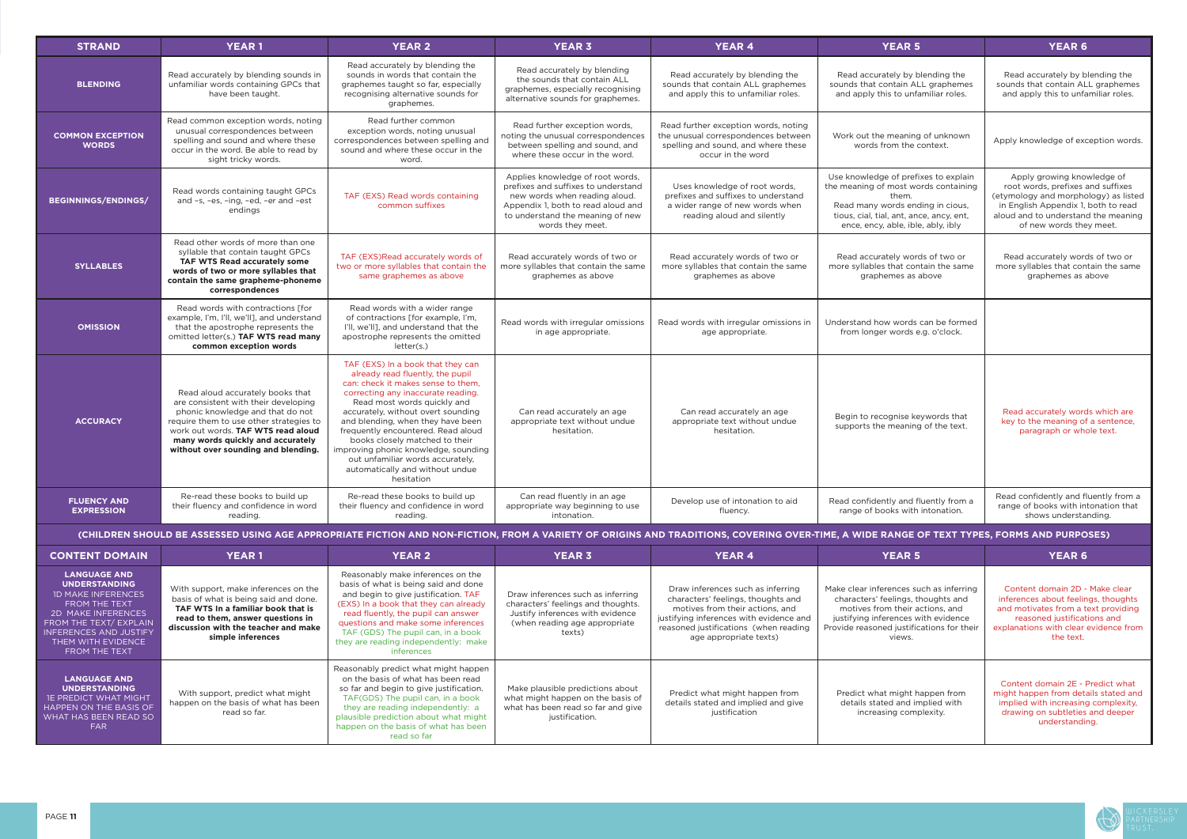| STRAND | YEAR 1 | YEAR 2 | YEAR 3 | YEAR 4 | YEAR 5 | YEAR 6 |
|---|---|---|---|---|---|---|
| **BLENDING** | Read accurately by blending sounds in unfamiliar words containing GPCs that have been taught. | Read accurately by blending the sounds in words that contain the graphemes taught so far, especially recognising alternative sounds for graphemes. | Read accurately by blending the sounds that contain ALL graphemes, especially recognising alternative sounds for graphemes. | Read accurately by blending the sounds that contain ALL graphemes and apply this to unfamiliar roles. | Read accurately by blending the sounds that contain ALL graphemes and apply this to unfamiliar roles. | Read accurately by blending the sounds that contain ALL graphemes and apply this to unfamiliar roles. |
| **COMMON EXCEPTION WORDS** | Read common exception words, noting unusual correspondences between spelling and sound and where these occur in the word. Be able to read by sight tricky words. | Read further common exception words, noting unusual correspondences between spelling and sound and where these occur in the word. | Read further exception words, noting the unusual correspondences between spelling and sound, and where these occur in the word. | Read further exception words, noting the unusual correspondences between spelling and sound, and where these occur in the word | Work out the meaning of unknown words from the context. | Apply knowledge of exception words. |
| **BEGINNINGS/ENDINGS/** | Read words containing taught GPCs and –s, –es, –ing, –ed, –er and –est endings | TAF (EXS) Read words containing common suffixes | Applies knowledge of root words, prefixes and suffixes to understand new words when reading aloud. Appendix 1, both to read aloud and to understand the meaning of new words they meet. | Uses knowledge of root words, prefixes and suffixes to understand a wider range of new words when reading aloud and silently | Use knowledge of prefixes to explain the meaning of most words containing them. Read many words ending in cious, tious, cial, tial, ant, ance, ancy, ent, ence, ency, able, ible, ably, ibly | Apply growing knowledge of root words, prefixes and suffixes (etymology and morphology) as listed in English Appendix 1, both to read aloud and to understand the meaning of new words they meet. |
| **SYLLABLES** | Read other words of more than one syllable that contain taught GPCs **TAF WTS Read accurately some words of two or more syllables that contain the same grapheme-phoneme correspondences** | TAF (EXS)Read accurately words of two or more syllables that contain the same graphemes as above | Read accurately words of two or more syllables that contain the same graphemes as above | Read accurately words of two or more syllables that contain the same graphemes as above | Read accurately words of two or more syllables that contain the same graphemes as above | Read accurately words of two or more syllables that contain the same graphemes as above |
| **OMISSION** | Read words with contractions [for example, I'm, I'll, we'll], and understand that the apostrophe represents the omitted letter(s.) **TAF WTS read many common exception words** | Read words with a wider range of contractions [for example, I'm, I'll, we'll], and understand that the apostrophe represents the omitted letter(s.) | Read words with irregular omissions in age appropriate. | Read words with irregular omissions in age appropriate. | Understand how words can be formed from longer words e.g. o'clock. | |
| **ACCURACY** | Read aloud accurately books that are consistent with their developing phonic knowledge and that do not require them to use other strategies to work out words. **TAF WTS read aloud many words quickly and accurately without over sounding and blending.** | TAF (EXS) In a book that they can already read fluently, the pupil can: check it makes sense to them, correcting any inaccurate reading. Read most words quickly and accurately, without overt sounding and blending, when they have been frequently encountered. Read aloud books closely matched to their improving phonic knowledge, sounding out unfamiliar words accurately, automatically and without undue hesitation | Can read accurately an age appropriate text without undue hesitation. | Can read accurately an age appropriate text without undue hesitation. | Begin to recognise keywords that supports the meaning of the text. | Read accurately words which are key to the meaning of a sentence, paragraph or whole text. |
| **FLUENCY AND EXPRESSION** | Re-read these books to build up their fluency and confidence in word reading. | Re-read these books to build up their fluency and confidence in word reading. | Can read fluently in an age appropriate way beginning to use intonation. | Develop use of intonation to aid fluency. | Read confidently and fluently from a range of books with intonation. | Read confidently and fluently from a range of books with intonation that shows understanding. |

**(CHILDREN SHOULD BE ASSESSED USING AGE APPROPRIATE FICTION AND NON-FICTION, FROM A VARIETY OF ORIGINS AND TRADITIONS, COVERING OVER-TIME, A WIDE RANGE OF TEXT TYPES, FORMS AND PURPOSES)**

| CONTENT DOMAIN | YEAR 1 | YEAR 2 | YEAR 3 | YEAR 4 | YEAR 5 | YEAR 6 |
|---|---|---|---|---|---|---|
| **LANGUAGE AND UNDERSTANDING** 1D MAKE INFERENCES FROM THE TEXT 2D MAKE INFERENCES FROM THE TEXT/ EXPLAIN INFERENCES AND JUSTIFY THEM WITH EVIDENCE FROM THE TEXT | With support, make inferences on the basis of what is being said and done. **TAF WTS In a familiar book that is read to them, answer questions in discussion with the teacher and make simple inferences** | Reasonably make inferences on the basis of what is being said and done and begin to give justification. TAF (EXS) In a book that they can already read fluently, the pupil can answer questions and make some inferences TAF (GDS) The pupil can, in a book they are reading independently: make inferences | Draw inferences such as inferring characters' feelings and thoughts. Justify inferences with evidence (when reading age appropriate texts) | Draw inferences such as inferring characters' feelings, thoughts and motives from their actions, and justifying inferences with evidence and reasoned justifications (when reading age appropriate texts) | Make clear inferences such as inferring characters' feelings, thoughts and motives from their actions, and justifying inferences with evidence Provide reasoned justifications for their views. | Content domain 2D - Make clear inferences about feelings, thoughts and motives from a text providing reasoned justifications and explanations with clear evidence from the text. |
| **LANGUAGE AND UNDERSTANDING** 1E PREDICT WHAT MIGHT HAPPEN ON THE BASIS OF WHAT HAS BEEN READ SO FAR | With support, predict what might happen on the basis of what has been read so far. | Reasonably predict what might happen on the basis of what has been read so far and begin to give justification. TAF(GDS) The pupil can, in a book they are reading independently: a plausible prediction about what might happen on the basis of what has been read so far | Make plausible predictions about what might happen on the basis of what has been read so far and give justification. | Predict what might happen from details stated and implied and give justification | Predict what might happen from details stated and implied with increasing complexity. | Content domain 2E - Predict what might happen from details stated and implied with increasing complexity, drawing on subtleties and deeper understanding. |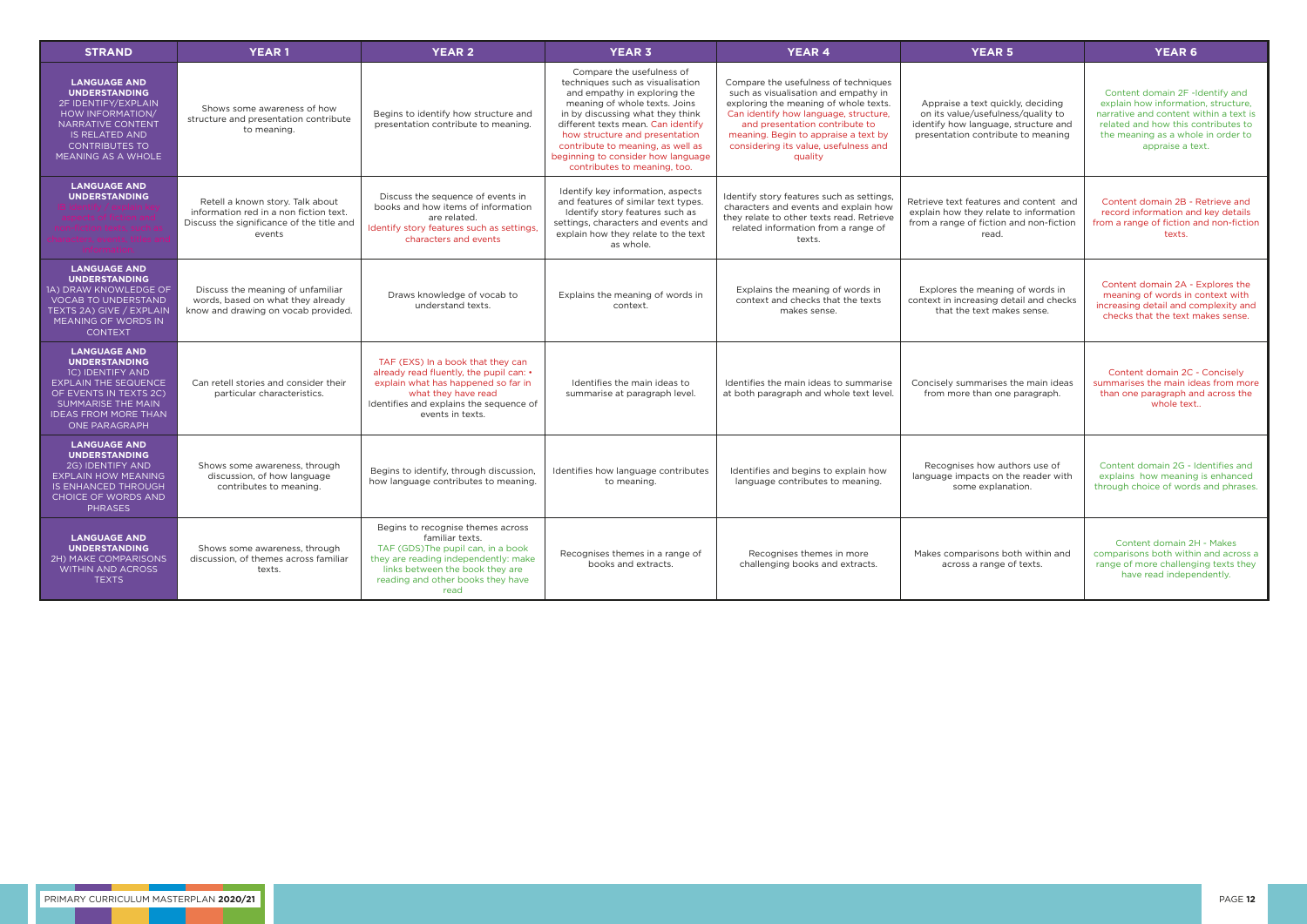| STRAND | YEAR 1 | YEAR 2 | YEAR 3 | YEAR 4 | YEAR 5 | YEAR 6 |
|---|---|---|---|---|---|---|
| **LANGUAGE AND UNDERSTANDING** 2F IDENTIFY/EXPLAIN HOW INFORMATION/ NARRATIVE CONTENT IS RELATED AND CONTRIBUTES TO MEANING AS A WHOLE | Shows some awareness of how structure and presentation contribute to meaning. | Begins to identify how structure and presentation contribute to meaning. | Compare the usefulness of techniques such as visualisation and empathy in exploring the meaning of whole texts. Joins in by discussing what they think different texts mean. Can identify how structure and presentation contribute to meaning, as well as beginning to consider how language contributes to meaning, too. | Compare the usefulness of techniques such as visualisation and empathy in exploring the meaning of whole texts. Can identify how language, structure, and presentation contribute to meaning. Begin to appraise a text by considering its value, usefulness and quality | Appraise a text quickly, deciding on its value/usefulness/quality to identify how language, structure and presentation contribute to meaning | Content domain 2F -Identify and explain how information, structure, narrative and content within a text is related and how this contributes to the meaning as a whole in order to appraise a text. |
| **LANGUAGE AND UNDERSTANDING** 1B IDENTIFY / DESCRIBE KEY ASPECTS OF FICTION AND NON-FICTION TEXTS, SUCH AS CHARACTERS, EVENTS, TITLES AND INFORMATION | Retell a known story. Talk about information red in a non fiction text. Discuss the significance of the title and events | Discuss the sequence of events in books and how items of information are related. Identify story features such as settings, characters and events | Identify key information, aspects and features of similar text types. Identify story features such as settings, characters and events and explain how they relate to the text as whole. | Identify story features such as settings, characters and events and explain how they relate to other texts read. Retrieve related information from a range of texts. | Retrieve text features and content and explain how they relate to information from a range of fiction and non-fiction read. | Content domain 2B - Retrieve and record information and key details from a range of fiction and non-fiction texts. |
| **LANGUAGE AND UNDERSTANDING** 1A) DRAW KNOWLEDGE OF VOCAB TO UNDERSTAND TEXTS 2A) GIVE / EXPLAIN MEANING OF WORDS IN CONTEXT | Discuss the meaning of unfamiliar words, based on what they already know and drawing on vocab provided. | Draws knowledge of vocab to understand texts. | Explains the meaning of words in context. | Explains the meaning of words in context and checks that the texts makes sense. | Explores the meaning of words in context in increasing detail and checks that the text makes sense. | Content domain 2A - Explores the meaning of words in context with increasing detail and complexity and checks that the text makes sense. |
| **LANGUAGE AND UNDERSTANDING** 1C) IDENTIFY AND EXPLAIN THE SEQUENCE OF EVENTS IN TEXTS 2C) SUMMARISE THE MAIN IDEAS FROM MORE THAN ONE PARAGRAPH | Can retell stories and consider their particular characteristics. | TAF (EXS) In a book that they can already read fluently, the pupil can: • explain what has happened so far in what they have read Identifies and explains the sequence of events in texts. | Identifies the main ideas to summarise at paragraph level. | Identifies the main ideas to summarise at both paragraph and whole text level. | Concisely summarises the main ideas from more than one paragraph. | Content domain 2C - Concisely summarises the main ideas from more than one paragraph and across the whole text.. |
| **LANGUAGE AND UNDERSTANDING** 2G) IDENTIFY AND EXPLAIN HOW MEANING IS ENHANCED THROUGH CHOICE OF WORDS AND PHRASES | Shows some awareness, through discussion, of how language contributes to meaning. | Begins to identify, through discussion, how language contributes to meaning. | Identifies how language contributes to meaning. | Identifies and begins to explain how language contributes to meaning. | Recognises how authors use of language impacts on the reader with some explanation. | Content domain 2G - Identifies and explains how meaning is enhanced through choice of words and phrases. |
| **LANGUAGE AND UNDERSTANDING** 2H) MAKE COMPARISONS WITHIN AND ACROSS TEXTS | Shows some awareness, through discussion, of themes across familiar texts. | Begins to recognise themes across familiar texts. TAF (GDS)The pupil can, in a book they are reading independently: make links between the book they are reading and other books they have read | Recognises themes in a range of books and extracts. | Recognises themes in more challenging books and extracts. | Makes comparisons both within and across a range of texts. | Content domain 2H - Makes comparisons both within and across a range of more challenging texts they have read independently. |